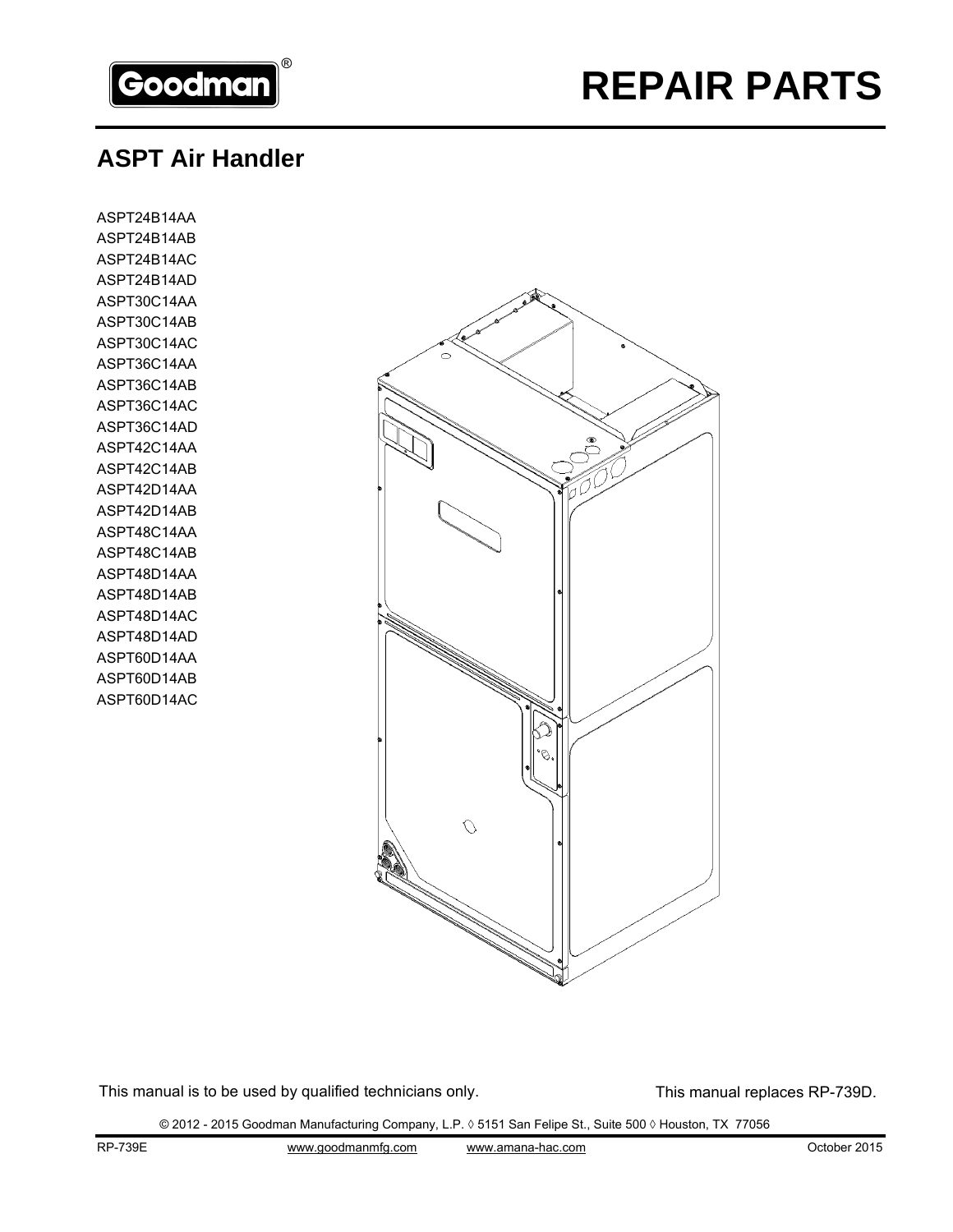Goodman®

# REPAIR PARTS

## ASPT Air Handler

ASPT24B14AA
ASPT24B14AB
ASPT24B14AC
ASPT24B14AD
ASPT30C14AA
ASPT30C14AB
ASPT30C14AC
ASPT36C14AA
ASPT36C14AB
ASPT36C14AC
ASPT36C14AD
ASPT42C14AA
ASPT42C14AB
ASPT42D14AA
ASPT42D14AB
ASPT48C14AA
ASPT48C14AB
ASPT48D14AA
ASPT48D14AB
ASPT48D14AC
ASPT48D14AD
ASPT60D14AA
ASPT60D14AB
ASPT60D14AC

This manual is to be used by qualified technicians only.

This manual replaces RP-739D.

© 2012 - 2015 Goodman Manufacturing Company, L.P. ◊ 5151 San Felipe St., Suite 500 ◊ Houston, TX 77056

RP-739E www.goodmanmfg.com www.amana-hac.com October 2015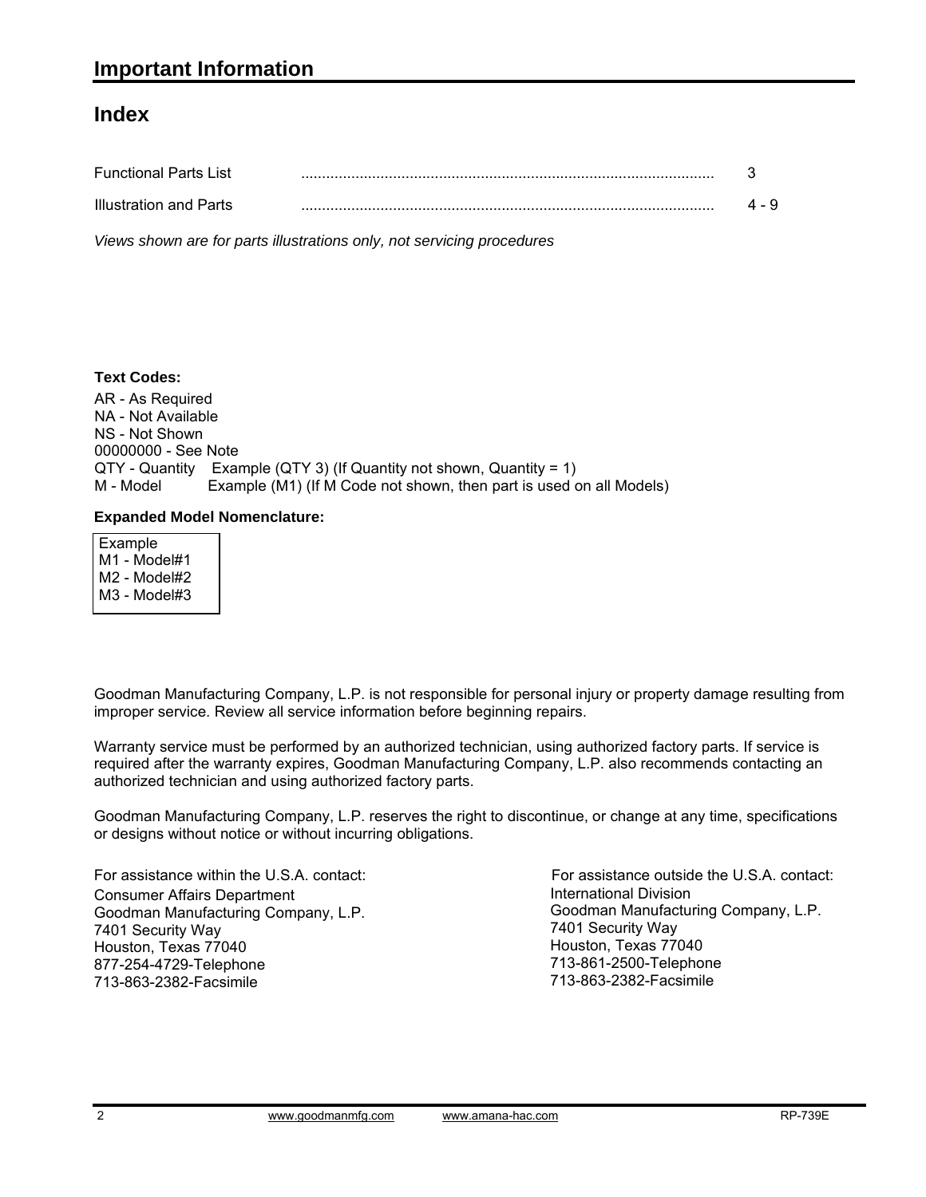# Important Information

## Index

| | | |
|---|---|---|
| Functional Parts List | .................................................................................................. | 3 |
| Illustration and Parts | .................................................................................................. | 4 - 9 |

*Views shown are for parts illustrations only, not servicing procedures*

**Text Codes:**

AR - As Required
NA - Not Available
NS - Not Shown
00000000 - See Note
QTY - Quantity  Example (QTY 3) (If Quantity not shown, Quantity = 1)
M - Model  Example (M1) (If M Code not shown, then part is used on all Models)

**Expanded Model Nomenclature:**

Example
M1 - Model#1
M2 - Model#2
M3 - Model#3

Goodman Manufacturing Company, L.P. is not responsible for personal injury or property damage resulting from improper service. Review all service information before beginning repairs.

Warranty service must be performed by an authorized technician, using authorized factory parts. If service is required after the warranty expires, Goodman Manufacturing Company, L.P. also recommends contacting an authorized technician and using authorized factory parts.

Goodman Manufacturing Company, L.P. reserves the right to discontinue, or change at any time, specifications or designs without notice or without incurring obligations.

For assistance within the U.S.A. contact:
Consumer Affairs Department
Goodman Manufacturing Company, L.P.
7401 Security Way
Houston, Texas 77040
877-254-4729-Telephone
713-863-2382-Facsimile

For assistance outside the U.S.A. contact:
International Division
Goodman Manufacturing Company, L.P.
7401 Security Way
Houston, Texas 77040
713-861-2500-Telephone
713-863-2382-Facsimile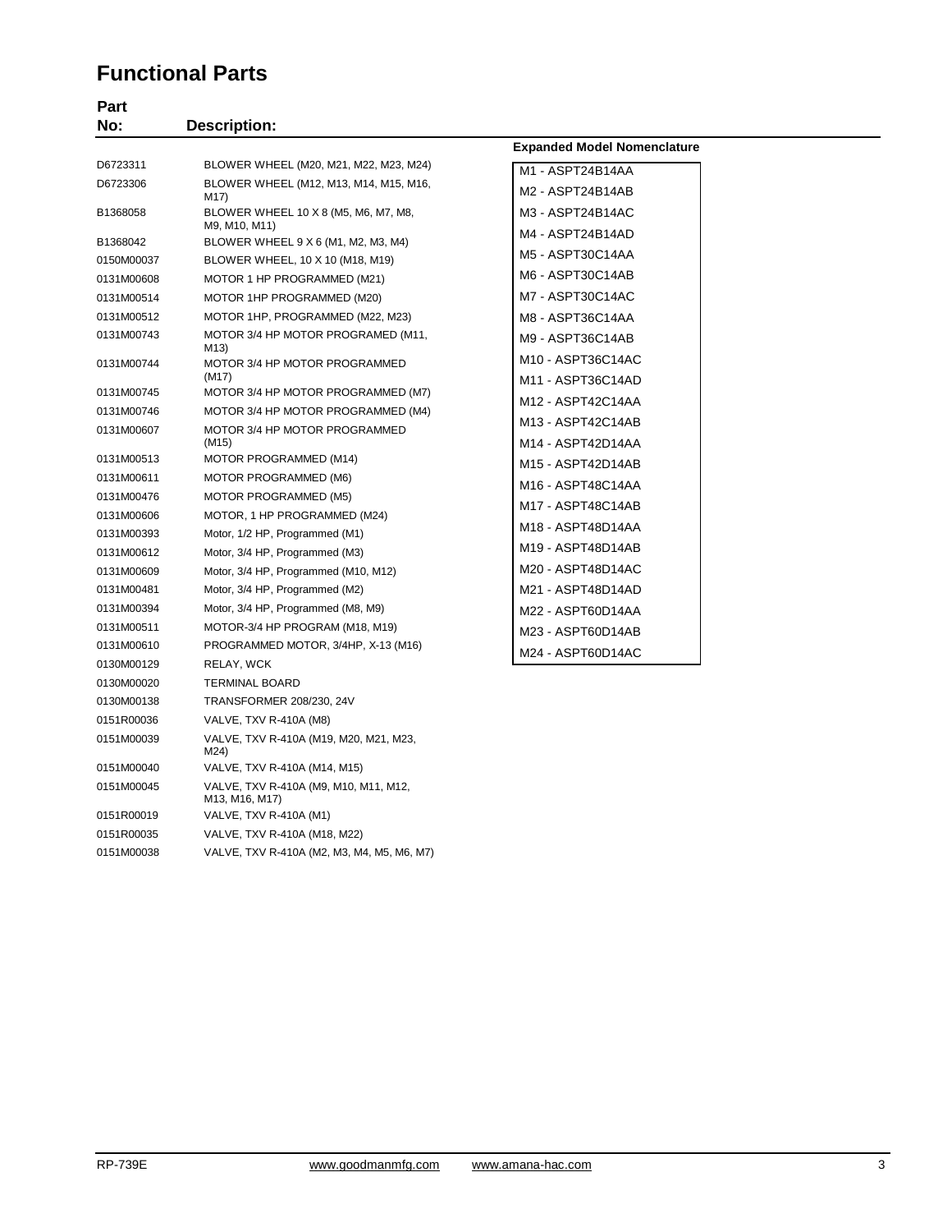# Functional Parts

| Part No: | Description: |
|---|---|
| D6723311 | BLOWER WHEEL (M20, M21, M22, M23, M24) |
| D6723306 | BLOWER WHEEL (M12, M13, M14, M15, M16, M17) |
| B1368058 | BLOWER WHEEL 10 X 8 (M5, M6, M7, M8, M9, M10, M11) |
| B1368042 | BLOWER WHEEL 9 X 6 (M1, M2, M3, M4) |
| 0150M00037 | BLOWER WHEEL, 10 X 10 (M18, M19) |
| 0131M00608 | MOTOR 1 HP PROGRAMMED (M21) |
| 0131M00514 | MOTOR 1HP PROGRAMMED (M20) |
| 0131M00512 | MOTOR 1HP, PROGRAMMED (M22, M23) |
| 0131M00743 | MOTOR 3/4 HP MOTOR PROGRAMED (M11, M13) |
| 0131M00744 | MOTOR 3/4 HP MOTOR PROGRAMMED (M17) |
| 0131M00745 | MOTOR 3/4 HP MOTOR PROGRAMMED (M7) |
| 0131M00746 | MOTOR 3/4 HP MOTOR PROGRAMMED (M4) |
| 0131M00607 | MOTOR 3/4 HP MOTOR PROGRAMMED (M15) |
| 0131M00513 | MOTOR PROGRAMMED (M14) |
| 0131M00611 | MOTOR PROGRAMMED (M6) |
| 0131M00476 | MOTOR PROGRAMMED (M5) |
| 0131M00606 | MOTOR, 1 HP PROGRAMMED (M24) |
| 0131M00393 | Motor, 1/2 HP, Programmed (M1) |
| 0131M00612 | Motor, 3/4 HP, Programmed (M3) |
| 0131M00609 | Motor, 3/4 HP, Programmed (M10, M12) |
| 0131M00481 | Motor, 3/4 HP, Programmed (M2) |
| 0131M00394 | Motor, 3/4 HP, Programmed (M8, M9) |
| 0131M00511 | MOTOR-3/4 HP PROGRAM (M18, M19) |
| 0131M00610 | PROGRAMMED MOTOR, 3/4HP, X-13 (M16) |
| 0130M00129 | RELAY, WCK |
| 0130M00020 | TERMINAL BOARD |
| 0130M00138 | TRANSFORMER 208/230, 24V |
| 0151R00036 | VALVE, TXV R-410A (M8) |
| 0151M00039 | VALVE, TXV R-410A (M19, M20, M21, M23, M24) |
| 0151M00040 | VALVE, TXV R-410A (M14, M15) |
| 0151M00045 | VALVE, TXV R-410A (M9, M10, M11, M12, M13, M16, M17) |
| 0151R00019 | VALVE, TXV R-410A (M1) |
| 0151R00035 | VALVE, TXV R-410A (M18, M22) |
| 0151M00038 | VALVE, TXV R-410A (M2, M3, M4, M5, M6, M7) |

**Expanded Model Nomenclature**

| |
|---|
| M1 - ASPT24B14AA |
| M2 - ASPT24B14AB |
| M3 - ASPT24B14AC |
| M4 - ASPT24B14AD |
| M5 - ASPT30C14AA |
| M6 - ASPT30C14AB |
| M7 - ASPT30C14AC |
| M8 - ASPT36C14AA |
| M9 - ASPT36C14AB |
| M10 - ASPT36C14AC |
| M11 - ASPT36C14AD |
| M12 - ASPT42C14AA |
| M13 - ASPT42C14AB |
| M14 - ASPT42D14AA |
| M15 - ASPT42D14AB |
| M16 - ASPT48C14AA |
| M17 - ASPT48C14AB |
| M18 - ASPT48D14AA |
| M19 - ASPT48D14AB |
| M20 - ASPT48D14AC |
| M21 - ASPT48D14AD |
| M22 - ASPT60D14AA |
| M23 - ASPT60D14AB |
| M24 - ASPT60D14AC |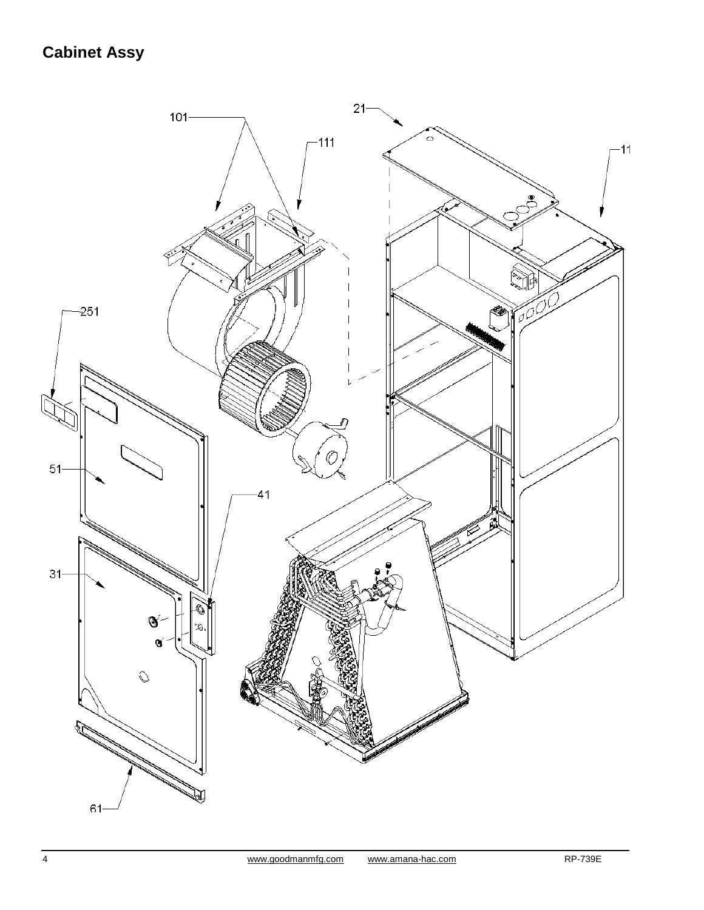## Cabinet Assy

101

111

21

11

251

51

41

31

61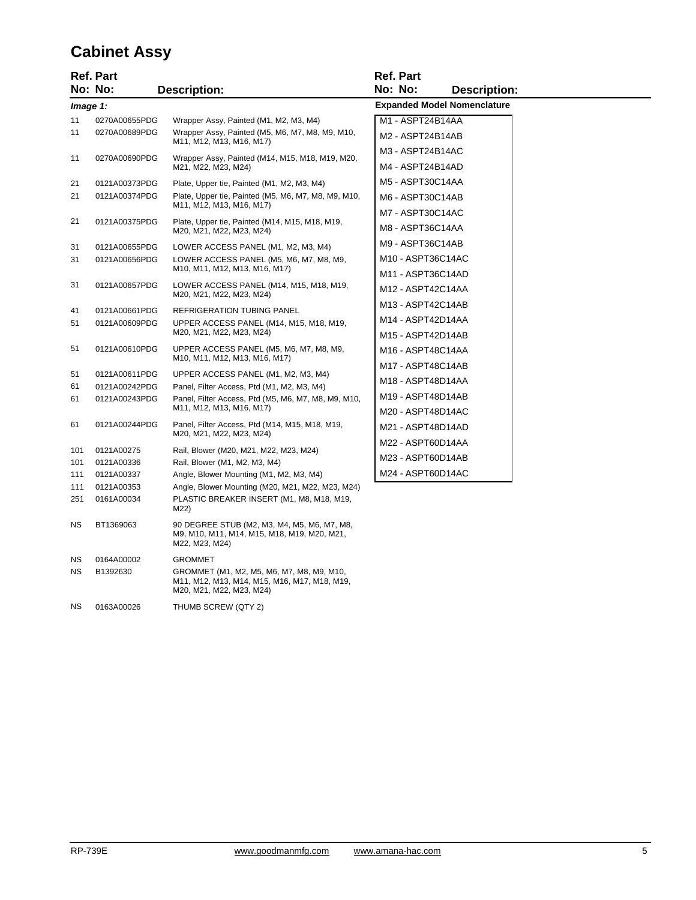# Cabinet Assy

| Ref. No: | Part No: | Description: |
|---|---|---|
| *Image 1:* | | |
| 11 | 0270A00655PDG | Wrapper Assy, Painted (M1, M2, M3, M4) |
| 11 | 0270A00689PDG | Wrapper Assy, Painted (M5, M6, M7, M8, M9, M10, M11, M12, M13, M16, M17) |
| 11 | 0270A00690PDG | Wrapper Assy, Painted (M14, M15, M18, M19, M20, M21, M22, M23, M24) |
| 21 | 0121A00373PDG | Plate, Upper tie, Painted (M1, M2, M3, M4) |
| 21 | 0121A00374PDG | Plate, Upper tie, Painted (M5, M6, M7, M8, M9, M10, M11, M12, M13, M16, M17) |
| 21 | 0121A00375PDG | Plate, Upper tie, Painted (M14, M15, M18, M19, M20, M21, M22, M23, M24) |
| 31 | 0121A00655PDG | LOWER ACCESS PANEL (M1, M2, M3, M4) |
| 31 | 0121A00656PDG | LOWER ACCESS PANEL (M5, M6, M7, M8, M9, M10, M11, M12, M13, M16, M17) |
| 31 | 0121A00657PDG | LOWER ACCESS PANEL (M14, M15, M18, M19, M20, M21, M22, M23, M24) |
| 41 | 0121A00661PDG | REFRIGERATION TUBING PANEL |
| 51 | 0121A00609PDG | UPPER ACCESS PANEL (M14, M15, M18, M19, M20, M21, M22, M23, M24) |
| 51 | 0121A00610PDG | UPPER ACCESS PANEL (M5, M6, M7, M8, M9, M10, M11, M12, M13, M16, M17) |
| 51 | 0121A00611PDG | UPPER ACCESS PANEL (M1, M2, M3, M4) |
| 61 | 0121A00242PDG | Panel, Filter Access, Ptd (M1, M2, M3, M4) |
| 61 | 0121A00243PDG | Panel, Filter Access, Ptd (M5, M6, M7, M8, M9, M10, M11, M12, M13, M16, M17) |
| 61 | 0121A00244PDG | Panel, Filter Access, Ptd (M14, M15, M18, M19, M20, M21, M22, M23, M24) |
| 101 | 0121A00275 | Rail, Blower (M20, M21, M22, M23, M24) |
| 101 | 0121A00336 | Rail, Blower (M1, M2, M3, M4) |
| 111 | 0121A00337 | Angle, Blower Mounting (M1, M2, M3, M4) |
| 111 | 0121A00353 | Angle, Blower Mounting (M20, M21, M22, M23, M24) |
| 251 | 0161A00034 | PLASTIC BREAKER INSERT (M1, M8, M18, M19, M22) |
| NS | BT1369063 | 90 DEGREE STUB (M2, M3, M4, M5, M6, M7, M8, M9, M10, M11, M14, M15, M18, M19, M20, M21, M22, M23, M24) |
| NS | 0164A00002 | GROMMET |
| NS | B1392630 | GROMMET (M1, M2, M5, M6, M7, M8, M9, M10, M11, M12, M13, M14, M15, M16, M17, M18, M19, M20, M21, M22, M23, M24) |
| NS | 0163A00026 | THUMB SCREW (QTY 2) |

**Expanded Model Nomenclature**

| |
|---|
| M1 - ASPT24B14AA |
| M2 - ASPT24B14AB |
| M3 - ASPT24B14AC |
| M4 - ASPT24B14AD |
| M5 - ASPT30C14AA |
| M6 - ASPT30C14AB |
| M7 - ASPT30C14AC |
| M8 - ASPT36C14AA |
| M9 - ASPT36C14AB |
| M10 - ASPT36C14AC |
| M11 - ASPT36C14AD |
| M12 - ASPT42C14AA |
| M13 - ASPT42C14AB |
| M14 - ASPT42D14AA |
| M15 - ASPT42D14AB |
| M16 - ASPT48C14AA |
| M17 - ASPT48C14AB |
| M18 - ASPT48D14AA |
| M19 - ASPT48D14AB |
| M20 - ASPT48D14AC |
| M21 - ASPT48D14AD |
| M22 - ASPT60D14AA |
| M23 - ASPT60D14AB |
| M24 - ASPT60D14AC |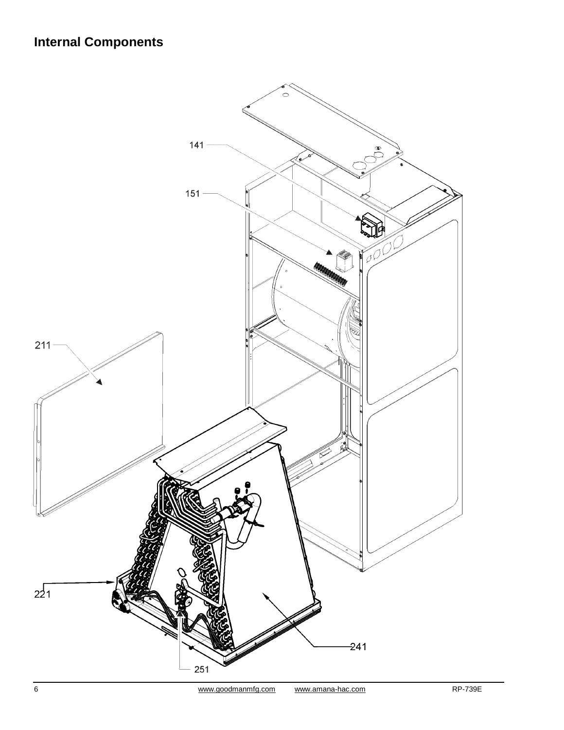## Internal Components

141

151

211

221

241

251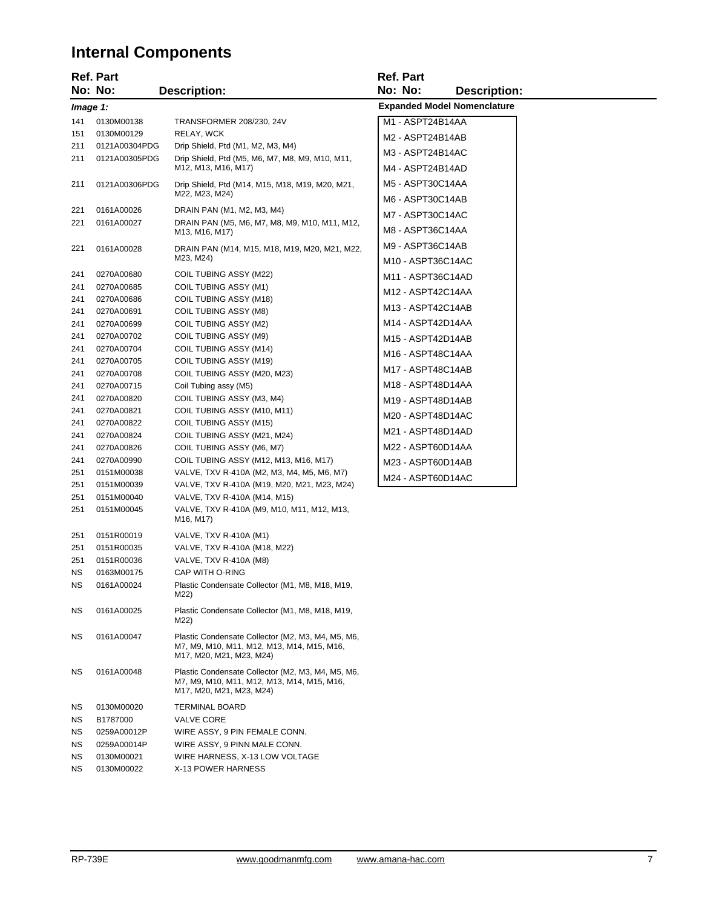# Internal Components

| Ref. No: | Part No: | Description: |
|---|---|---|
| *Image 1:* | | |
| 141 | 0130M00138 | TRANSFORMER 208/230, 24V |
| 151 | 0130M00129 | RELAY, WCK |
| 211 | 0121A00304PDG | Drip Shield, Ptd (M1, M2, M3, M4) |
| 211 | 0121A00305PDG | Drip Shield, Ptd (M5, M6, M7, M8, M9, M10, M11, M12, M13, M16, M17) |
| 211 | 0121A00306PDG | Drip Shield, Ptd (M14, M15, M18, M19, M20, M21, M22, M23, M24) |
| 221 | 0161A00026 | DRAIN PAN (M1, M2, M3, M4) |
| 221 | 0161A00027 | DRAIN PAN (M5, M6, M7, M8, M9, M10, M11, M12, M13, M16, M17) |
| 221 | 0161A00028 | DRAIN PAN (M14, M15, M18, M19, M20, M21, M22, M23, M24) |
| 241 | 0270A00680 | COIL TUBING ASSY (M22) |
| 241 | 0270A00685 | COIL TUBING ASSY (M1) |
| 241 | 0270A00686 | COIL TUBING ASSY (M18) |
| 241 | 0270A00691 | COIL TUBING ASSY (M8) |
| 241 | 0270A00699 | COIL TUBING ASSY (M2) |
| 241 | 0270A00702 | COIL TUBING ASSY (M9) |
| 241 | 0270A00704 | COIL TUBING ASSY (M14) |
| 241 | 0270A00705 | COIL TUBING ASSY (M19) |
| 241 | 0270A00708 | COIL TUBING ASSY (M20, M23) |
| 241 | 0270A00715 | Coil Tubing assy (M5) |
| 241 | 0270A00820 | COIL TUBING ASSY (M3, M4) |
| 241 | 0270A00821 | COIL TUBING ASSY (M10, M11) |
| 241 | 0270A00822 | COIL TUBING ASSY (M15) |
| 241 | 0270A00824 | COIL TUBING ASSY (M21, M24) |
| 241 | 0270A00826 | COIL TUBING ASSY (M6, M7) |
| 241 | 0270A00990 | COIL TUBING ASSY (M12, M13, M16, M17) |
| 251 | 0151M00038 | VALVE, TXV R-410A (M2, M3, M4, M5, M6, M7) |
| 251 | 0151M00039 | VALVE, TXV R-410A (M19, M20, M21, M23, M24) |
| 251 | 0151M00040 | VALVE, TXV R-410A (M14, M15) |
| 251 | 0151M00045 | VALVE, TXV R-410A (M9, M10, M11, M12, M13, M16, M17) |
| 251 | 0151R00019 | VALVE, TXV R-410A (M1) |
| 251 | 0151R00035 | VALVE, TXV R-410A (M18, M22) |
| 251 | 0151R00036 | VALVE, TXV R-410A (M8) |
| NS | 0163M00175 | CAP WITH O-RING |
| NS | 0161A00024 | Plastic Condensate Collector (M1, M8, M18, M19, M22) |
| NS | 0161A00025 | Plastic Condensate Collector (M1, M8, M18, M19, M22) |
| NS | 0161A00047 | Plastic Condensate Collector (M2, M3, M4, M5, M6, M7, M9, M10, M11, M12, M13, M14, M15, M16, M17, M20, M21, M23, M24) |
| NS | 0161A00048 | Plastic Condensate Collector (M2, M3, M4, M5, M6, M7, M9, M10, M11, M12, M13, M14, M15, M16, M17, M20, M21, M23, M24) |
| NS | 0130M00020 | TERMINAL BOARD |
| NS | B1787000 | VALVE CORE |
| NS | 0259A00012P | WIRE ASSY, 9 PIN FEMALE CONN. |
| NS | 0259A00014P | WIRE ASSY, 9 PINN MALE CONN. |
| NS | 0130M00021 | WIRE HARNESS, X-13 LOW VOLTAGE |
| NS | 0130M00022 | X-13 POWER HARNESS |

**Expanded Model Nomenclature**

| Expanded Model Nomenclature |
|---|
| M1 - ASPT24B14AA |
| M2 - ASPT24B14AB |
| M3 - ASPT24B14AC |
| M4 - ASPT24B14AD |
| M5 - ASPT30C14AA |
| M6 - ASPT30C14AB |
| M7 - ASPT30C14AC |
| M8 - ASPT36C14AA |
| M9 - ASPT36C14AB |
| M10 - ASPT36C14AC |
| M11 - ASPT36C14AD |
| M12 - ASPT42C14AA |
| M13 - ASPT42C14AB |
| M14 - ASPT42D14AA |
| M15 - ASPT42D14AB |
| M16 - ASPT48C14AA |
| M17 - ASPT48C14AB |
| M18 - ASPT48D14AA |
| M19 - ASPT48D14AB |
| M20 - ASPT48D14AC |
| M21 - ASPT48D14AD |
| M22 - ASPT60D14AA |
| M23 - ASPT60D14AB |
| M24 - ASPT60D14AC |

RP-739E www.goodmanmfg.com www.amana-hac.com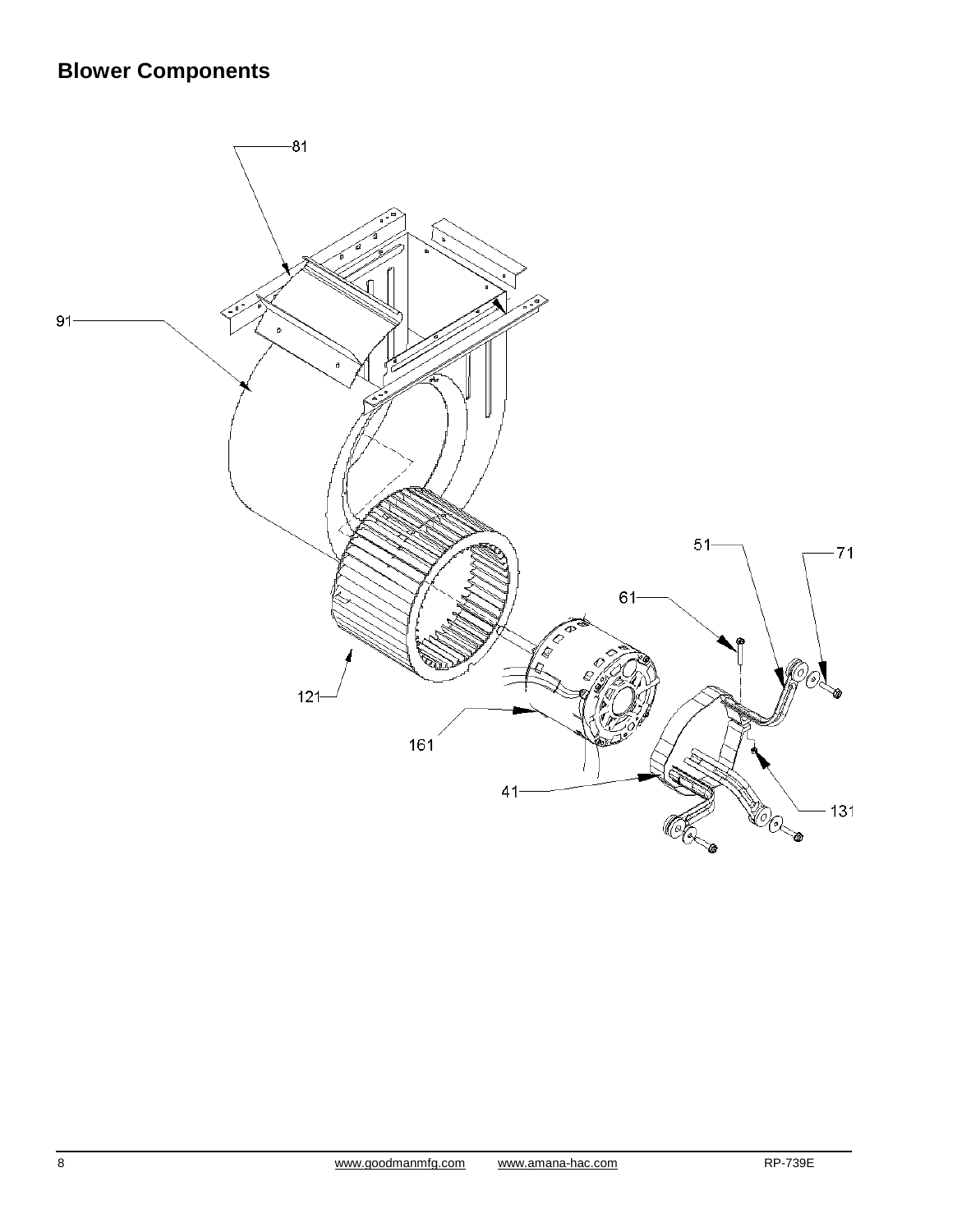## Blower Components

81

91

51

71

61

121

161

41

131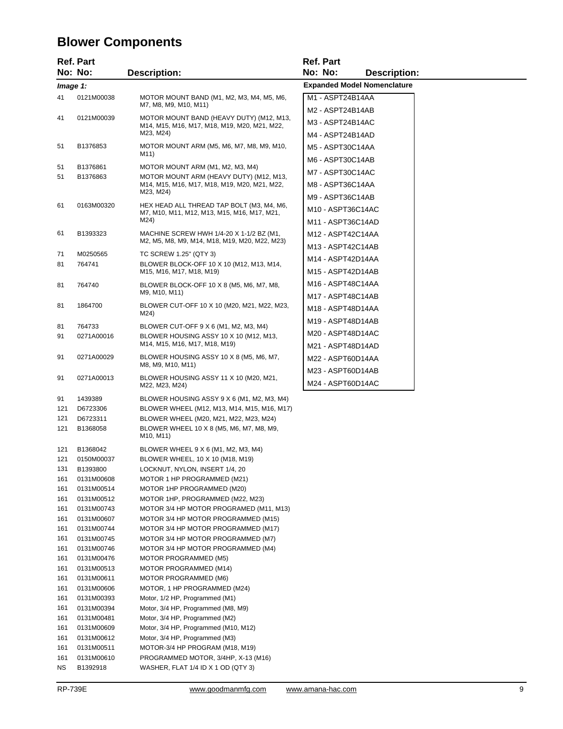# Blower Components

| Ref. No: | Part No: | Description: |
|---|---|---|
| *Image 1:* | | |
| 41 | 0121M00038 | MOTOR MOUNT BAND (M1, M2, M3, M4, M5, M6, M7, M8, M9, M10, M11) |
| 41 | 0121M00039 | MOTOR MOUNT BAND (HEAVY DUTY) (M12, M13, M14, M15, M16, M17, M18, M19, M20, M21, M22, M23, M24) |
| 51 | B1376853 | MOTOR MOUNT ARM (M5, M6, M7, M8, M9, M10, M11) |
| 51 | B1376861 | MOTOR MOUNT ARM (M1, M2, M3, M4) |
| 51 | B1376863 | MOTOR MOUNT ARM (HEAVY DUTY) (M12, M13, M14, M15, M16, M17, M18, M19, M20, M21, M22, M23, M24) |
| 61 | 0163M00320 | HEX HEAD ALL THREAD TAP BOLT (M3, M4, M6, M7, M10, M11, M12, M13, M15, M16, M17, M21, M24) |
| 61 | B1393323 | MACHINE SCREW HWH 1/4-20 X 1-1/2 BZ (M1, M2, M5, M8, M9, M14, M18, M19, M20, M22, M23) |
| 71 | M0250565 | TC SCREW 1.25" (QTY 3) |
| 81 | 764741 | BLOWER BLOCK-OFF 10 X 10 (M12, M13, M14, M15, M16, M17, M18, M19) |
| 81 | 764740 | BLOWER BLOCK-OFF 10 X 8 (M5, M6, M7, M8, M9, M10, M11) |
| 81 | 1864700 | BLOWER CUT-OFF 10 X 10 (M20, M21, M22, M23, M24) |
| 81 | 764733 | BLOWER CUT-OFF 9 X 6 (M1, M2, M3, M4) |
| 91 | 0271A00016 | BLOWER HOUSING ASSY 10 X 10 (M12, M13, M14, M15, M16, M17, M18, M19) |
| 91 | 0271A00029 | BLOWER HOUSING ASSY 10 X 8 (M5, M6, M7, M8, M9, M10, M11) |
| 91 | 0271A00013 | BLOWER HOUSING ASSY 11 X 10 (M20, M21, M22, M23, M24) |
| 91 | 1439389 | BLOWER HOUSING ASSY 9 X 6 (M1, M2, M3, M4) |
| 121 | D6723306 | BLOWER WHEEL (M12, M13, M14, M15, M16, M17) |
| 121 | D6723311 | BLOWER WHEEL (M20, M21, M22, M23, M24) |
| 121 | B1368058 | BLOWER WHEEL 10 X 8 (M5, M6, M7, M8, M9, M10, M11) |
| 121 | B1368042 | BLOWER WHEEL 9 X 6 (M1, M2, M3, M4) |
| 121 | 0150M00037 | BLOWER WHEEL, 10 X 10 (M18, M19) |
| 131 | B1393800 | LOCKNUT, NYLON, INSERT 1/4, 20 |
| 161 | 0131M00608 | MOTOR 1 HP PROGRAMMED (M21) |
| 161 | 0131M00514 | MOTOR 1HP PROGRAMMED (M20) |
| 161 | 0131M00512 | MOTOR 1HP, PROGRAMMED (M22, M23) |
| 161 | 0131M00743 | MOTOR 3/4 HP MOTOR PROGRAMED (M11, M13) |
| 161 | 0131M00607 | MOTOR 3/4 HP MOTOR PROGRAMMED (M15) |
| 161 | 0131M00744 | MOTOR 3/4 HP MOTOR PROGRAMMED (M17) |
| 161 | 0131M00745 | MOTOR 3/4 HP MOTOR PROGRAMMED (M7) |
| 161 | 0131M00746 | MOTOR 3/4 HP MOTOR PROGRAMMED (M4) |
| 161 | 0131M00476 | MOTOR PROGRAMMED (M5) |
| 161 | 0131M00513 | MOTOR PROGRAMMED (M14) |
| 161 | 0131M00611 | MOTOR PROGRAMMED (M6) |
| 161 | 0131M00606 | MOTOR, 1 HP PROGRAMMED (M24) |
| 161 | 0131M00393 | Motor, 1/2 HP, Programmed (M1) |
| 161 | 0131M00394 | Motor, 3/4 HP, Programmed (M8, M9) |
| 161 | 0131M00481 | Motor, 3/4 HP, Programmed (M2) |
| 161 | 0131M00609 | Motor, 3/4 HP, Programmed (M10, M12) |
| 161 | 0131M00612 | Motor, 3/4 HP, Programmed (M3) |
| 161 | 0131M00511 | MOTOR-3/4 HP PROGRAM (M18, M19) |
| 161 | 0131M00610 | PROGRAMMED MOTOR, 3/4HP, X-13 (M16) |
| NS | B1392918 | WASHER, FLAT 1/4 ID X 1 OD (QTY 3) |

**Expanded Model Nomenclature**

- M1 - ASPT24B14AA
- M2 - ASPT24B14AB
- M3 - ASPT24B14AC
- M4 - ASPT24B14AD
- M5 - ASPT30C14AA
- M6 - ASPT30C14AB
- M7 - ASPT30C14AC
- M8 - ASPT36C14AA
- M9 - ASPT36C14AB
- M10 - ASPT36C14AC
- M11 - ASPT36C14AD
- M12 - ASPT42C14AA
- M13 - ASPT42C14AB
- M14 - ASPT42D14AA
- M15 - ASPT42D14AB
- M16 - ASPT48C14AA
- M17 - ASPT48C14AB
- M18 - ASPT48D14AA
- M19 - ASPT48D14AB
- M20 - ASPT48D14AC
- M21 - ASPT48D14AD
- M22 - ASPT60D14AA
- M23 - ASPT60D14AB
- M24 - ASPT60D14AC